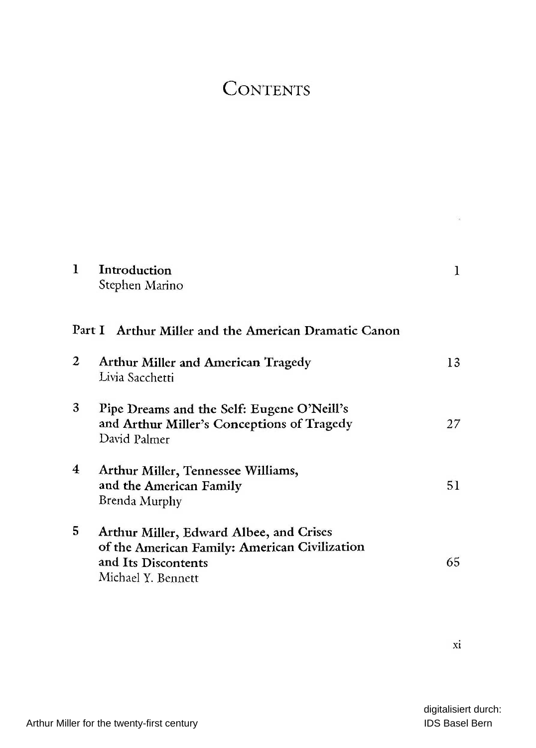# Contents

| | | |
|---|---|---|
| 1 | **Introduction**<br>Stephen Marino | 1 |
| **Part I** | **Arthur Miller and the American Dramatic Canon** | |
| 2 | **Arthur Miller and American Tragedy**<br>Livia Sacchetti | 13 |
| 3 | **Pipe Dreams and the Self: Eugene O'Neill's and Arthur Miller's Conceptions of Tragedy**<br>David Palmer | 27 |
| 4 | **Arthur Miller, Tennessee Williams, and the American Family**<br>Brenda Murphy | 51 |
| 5 | **Arthur Miller, Edward Albee, and Crises of the American Family: American Civilization and Its Discontents**<br>Michael Y. Bennett | 65 |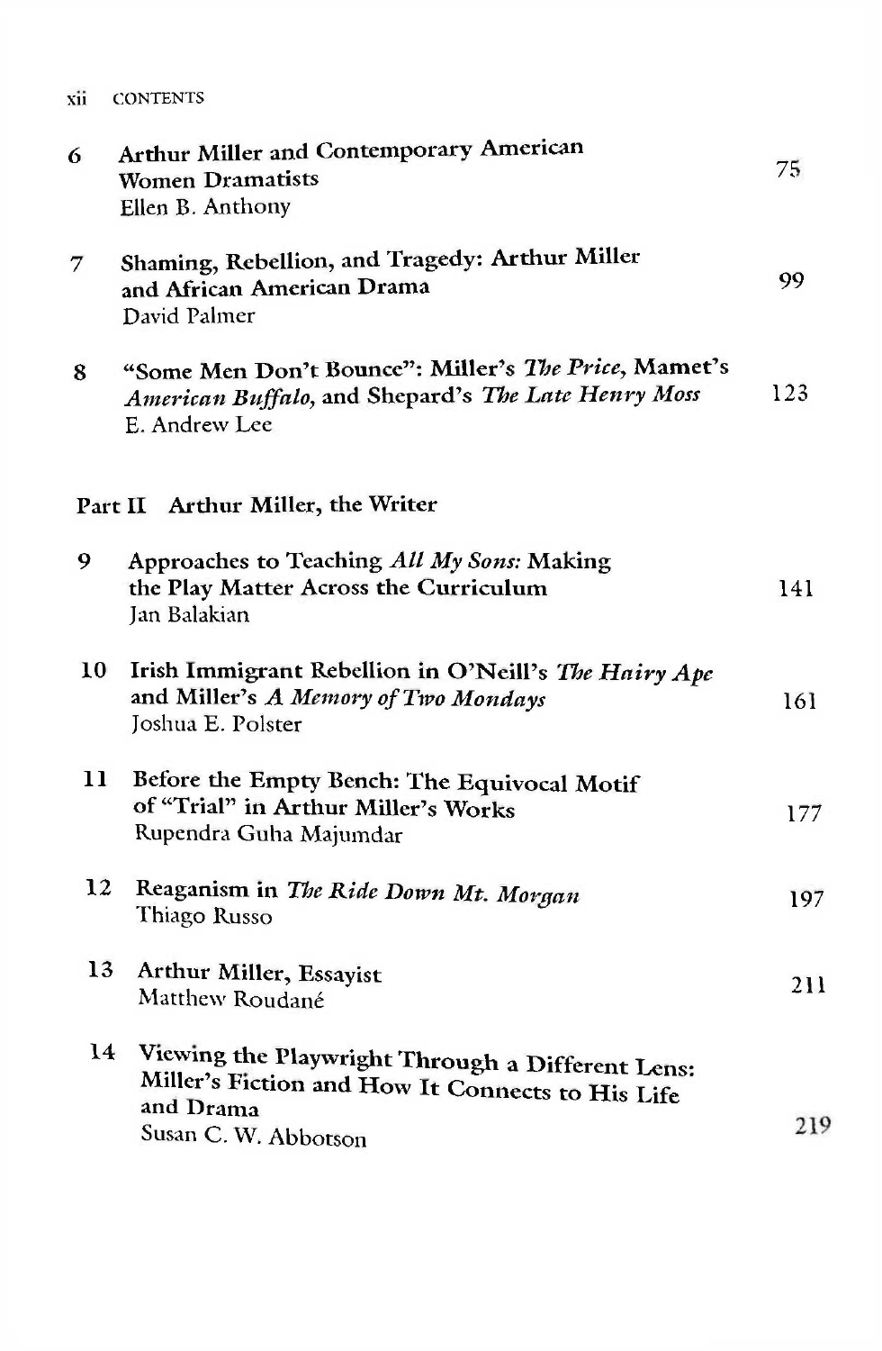| | | |
|---|---|---|
| 6 | **Arthur Miller and Contemporary American Women Dramatists**<br>Ellen B. Anthony | 75 |
| 7 | **Shaming, Rebellion, and Tragedy: Arthur Miller and African American Drama**<br>David Palmer | 99 |
| 8 | **"Some Men Don't Bounce": Miller's *The Price*, Mamet's *American Buffalo*, and Shepard's *The Late Henry Moss***<br>E. Andrew Lee | 123 |

## Part II Arthur Miller, the Writer

| | | |
|---|---|---|
| 9 | **Approaches to Teaching *All My Sons:* Making the Play Matter Across the Curriculum**<br>Jan Balakian | 141 |
| 10 | **Irish Immigrant Rebellion in O'Neill's *The Hairy Ape* and Miller's *A Memory of Two Mondays***<br>Joshua E. Polster | 161 |
| 11 | **Before the Empty Bench: The Equivocal Motif of "Trial" in Arthur Miller's Works**<br>Rupendra Guha Majumdar | 177 |
| 12 | **Reaganism in *The Ride Down Mt. Morgan***<br>Thiago Russo | 197 |
| 13 | **Arthur Miller, Essayist**<br>Matthew Roudané | 211 |
| 14 | **Viewing the Playwright Through a Different Lens: Miller's Fiction and How It Connects to His Life and Drama**<br>Susan C. W. Abbotson | 219 |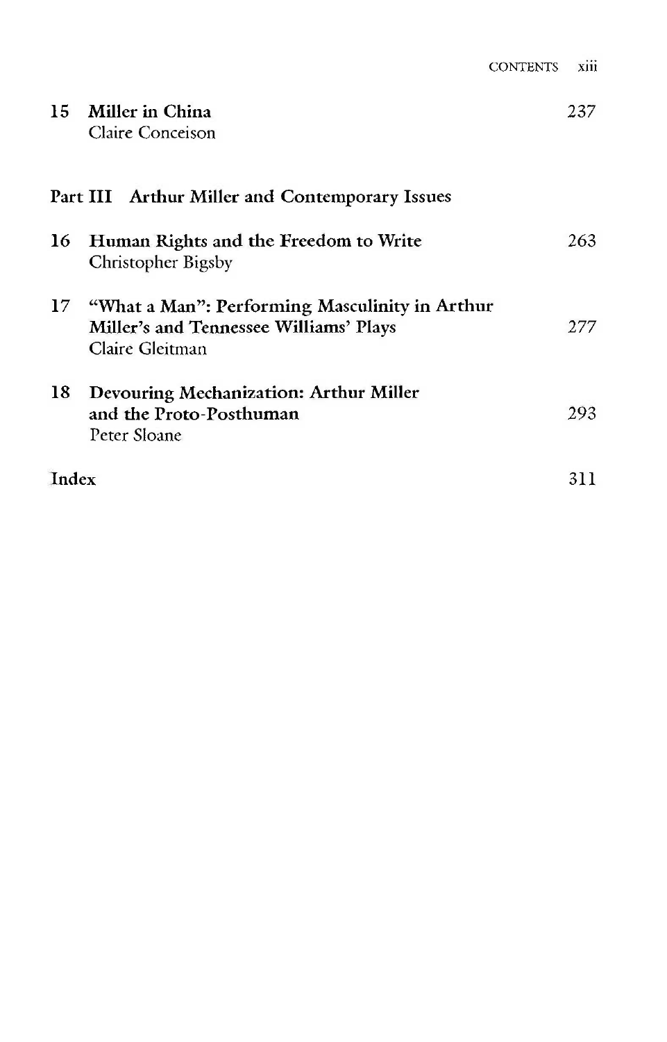15 **Miller in China** 237
Claire Conceison

**Part III Arthur Miller and Contemporary Issues**

16 **Human Rights and the Freedom to Write** 263
Christopher Bigsby

17 **"What a Man": Performing Masculinity in Arthur Miller's and Tennessee Williams' Plays** 277
Claire Gleitman

18 **Devouring Mechanization: Arthur Miller and the Proto-Posthuman** 293
Peter Sloane

**Index** 311